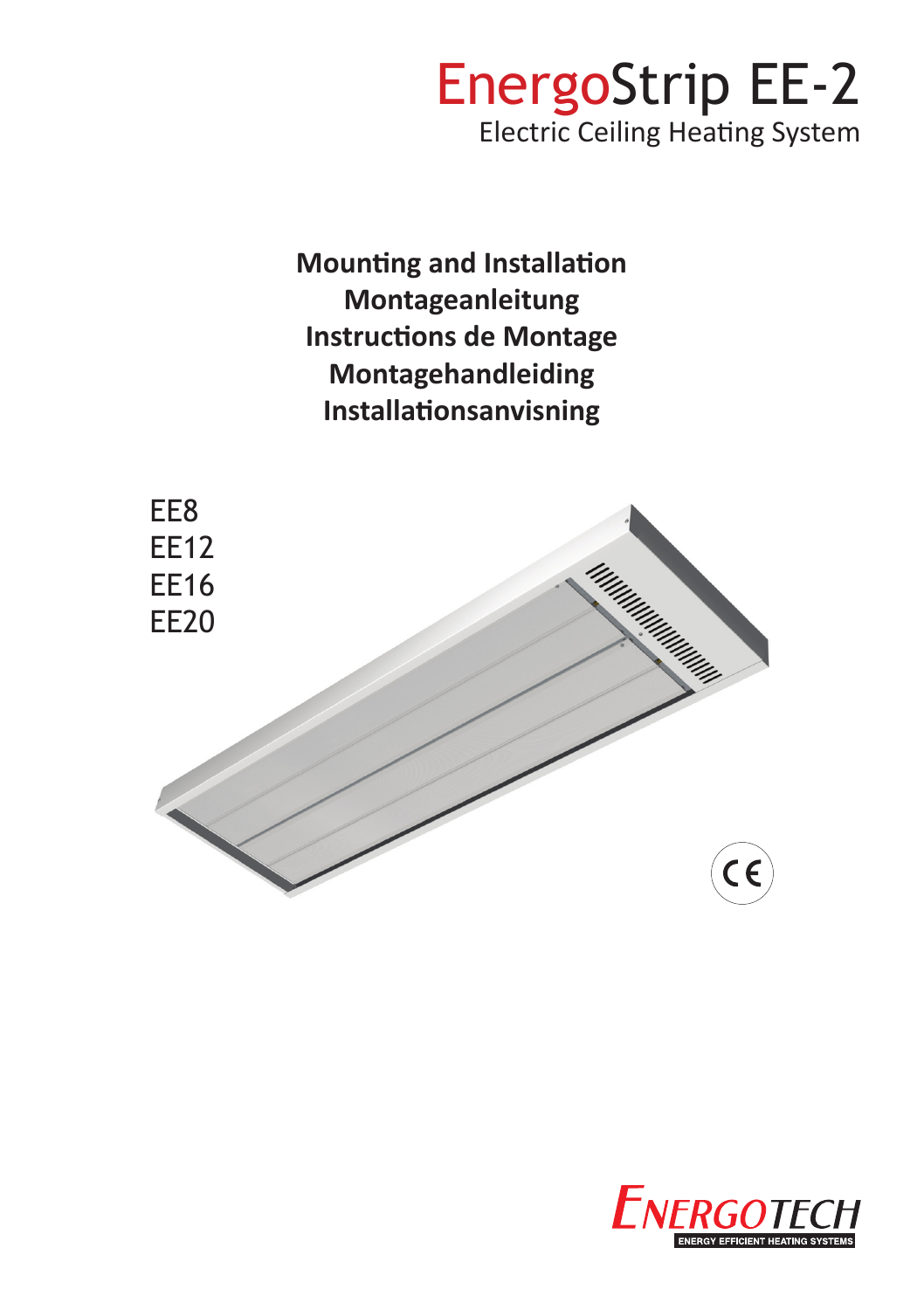# EnergoStrip EE-2

Electric Ceiling Heating System

**Mounting and Installation**
**Montageanleitung**
**Instructions de Montage**
**Montagehandleiding**
**Installationsanvisning**

EE8
EE12
EE16
EE20

ENERGOTECH
ENERGY EFFICIENT HEATING SYSTEMS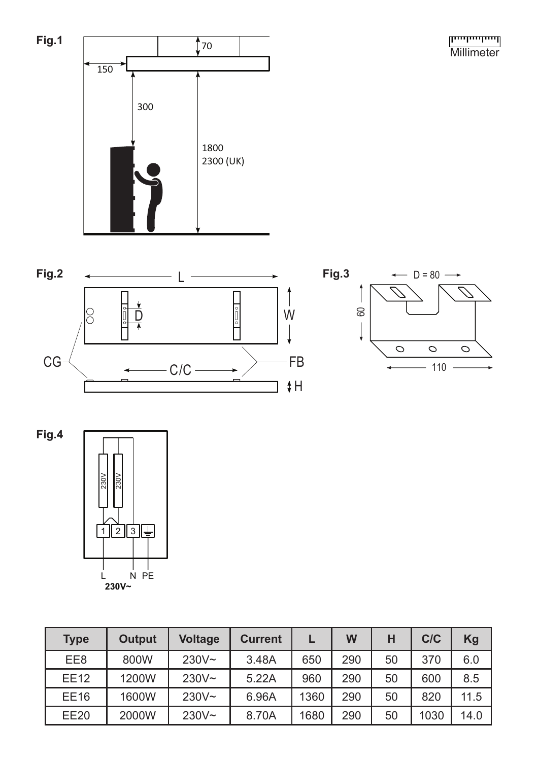**Fig.1**

Millimeter

150

70

300

1800
2300 (UK)

**Fig.2**

L

D

W

CG

C/C

FB

H

**Fig.3**

D = 80

60

110

**Fig.4**

230V 230V

1 2 3

L N PE
**230V~**

| Type | Output | Voltage | Current | L | W | H | C/C | Kg |
|---|---|---|---|---|---|---|---|---|
| EE8 | 800W | 230V~ | 3.48A | 650 | 290 | 50 | 370 | 6.0 |
| EE12 | 1200W | 230V~ | 5.22A | 960 | 290 | 50 | 600 | 8.5 |
| EE16 | 1600W | 230V~ | 6.96A | 1360 | 290 | 50 | 820 | 11.5 |
| EE20 | 2000W | 230V~ | 8.70A | 1680 | 290 | 50 | 1030 | 14.0 |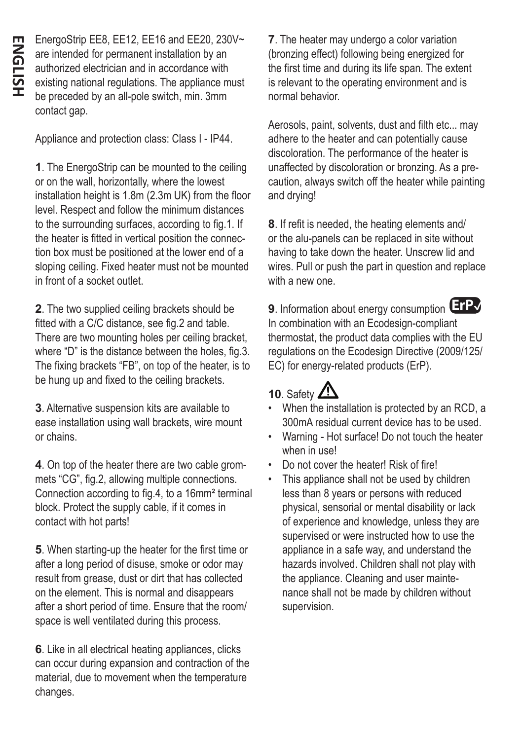# ENGLISH

EnergoStrip EE8, EE12, EE16 and EE20, 230V~ are intended for permanent installation by an authorized electrician and in accordance with existing national regulations. The appliance must be preceded by an all-pole switch, min. 3mm contact gap.

Appliance and protection class: Class I - IP44.

**1**. The EnergoStrip can be mounted to the ceiling or on the wall, horizontally, where the lowest installation height is 1.8m (2.3m UK) from the floor level. Respect and follow the minimum distances to the surrounding surfaces, according to fig.1. If the heater is fitted in vertical position the connection box must be positioned at the lower end of a sloping ceiling. Fixed heater must not be mounted in front of a socket outlet.

**2**. The two supplied ceiling brackets should be fitted with a C/C distance, see fig.2 and table. There are two mounting holes per ceiling bracket, where "D" is the distance between the holes, fig.3. The fixing brackets "FB", on top of the heater, is to be hung up and fixed to the ceiling brackets.

**3**. Alternative suspension kits are available to ease installation using wall brackets, wire mount or chains.

**4**. On top of the heater there are two cable grommets "CG", fig.2, allowing multiple connections. Connection according to fig.4, to a 16mm² terminal block. Protect the supply cable, if it comes in contact with hot parts!

**5**. When starting-up the heater for the first time or after a long period of disuse, smoke or odor may result from grease, dust or dirt that has collected on the element. This is normal and disappears after a short period of time. Ensure that the room/ space is well ventilated during this process.

**6**. Like in all electrical heating appliances, clicks can occur during expansion and contraction of the material, due to movement when the temperature changes.

**7**. The heater may undergo a color variation (bronzing effect) following being energized for the first time and during its life span. The extent is relevant to the operating environment and is normal behavior.

Aerosols, paint, solvents, dust and filth etc... may adhere to the heater and can potentially cause discoloration. The performance of the heater is unaffected by discoloration or bronzing. As a precaution, always switch off the heater while painting and drying!

**8**. If refit is needed, the heating elements and/ or the alu-panels can be replaced in site without having to take down the heater. Unscrew lid and wires. Pull or push the part in question and replace with a new one.

**9**. Information about energy consumption ErP
In combination with an Ecodesign-compliant thermostat, the product data complies with the EU regulations on the Ecodesign Directive (2009/125/ EC) for energy-related products (ErP).

**10**. Safety ⚠

- When the installation is protected by an RCD, a 300mA residual current device has to be used.
- Warning - Hot surface! Do not touch the heater when in use!
- Do not cover the heater! Risk of fire!
- This appliance shall not be used by children less than 8 years or persons with reduced physical, sensorial or mental disability or lack of experience and knowledge, unless they are supervised or were instructed how to use the appliance in a safe way, and understand the hazards involved. Children shall not play with the appliance. Cleaning and user maintenance shall not be made by children without supervision.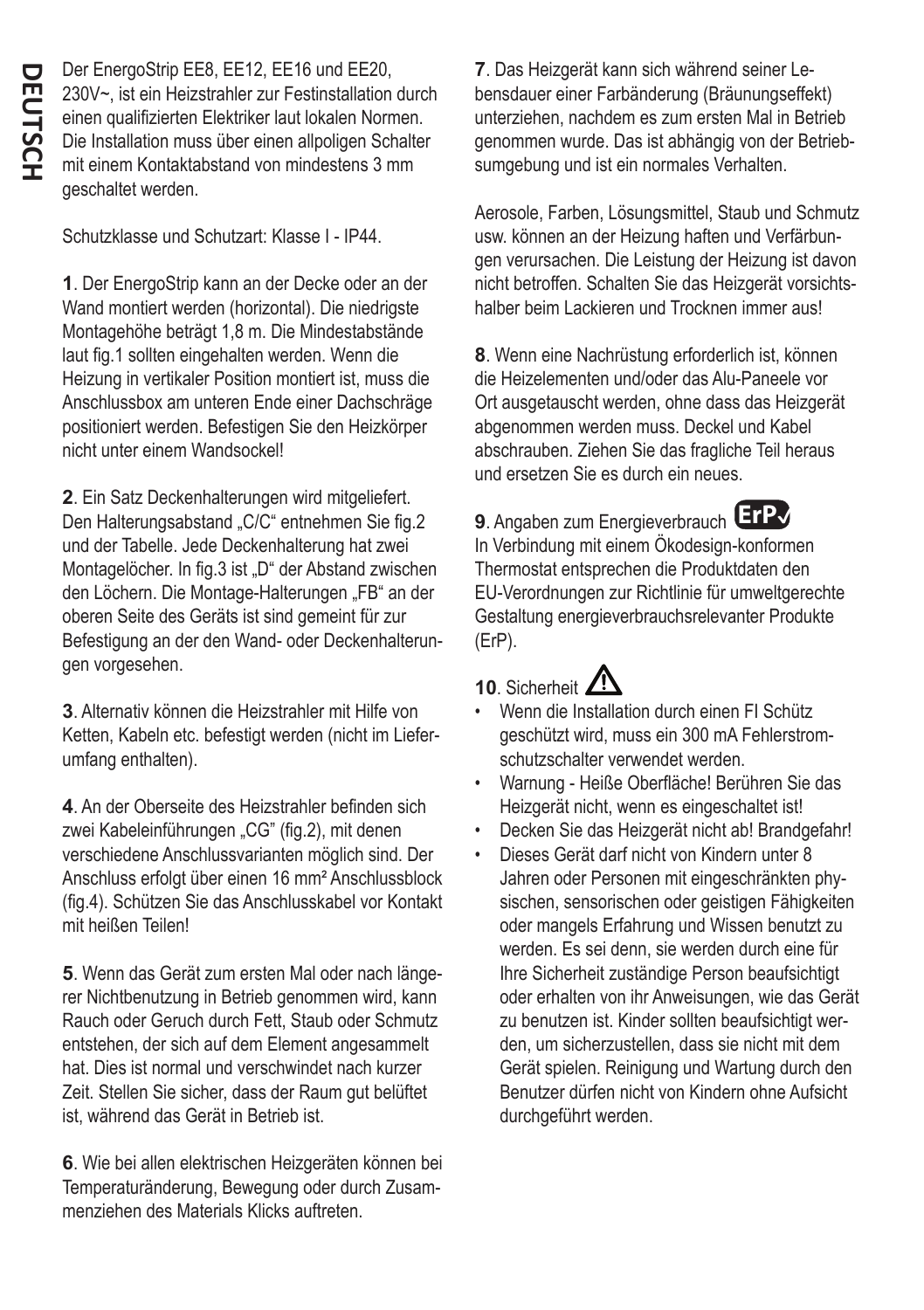Der EnergoStrip EE8, EE12, EE16 und EE20, 230V~, ist ein Heizstrahler zur Festinstallation durch einen qualifizierten Elektriker laut lokalen Normen. Die Installation muss über einen allpoligen Schalter mit einem Kontaktabstand von mindestens 3 mm geschaltet werden.

Schutzklasse und Schutzart: Klasse I - IP44.

**1**. Der EnergoStrip kann an der Decke oder an der Wand montiert werden (horizontal). Die niedrigste Montagehöhe beträgt 1,8 m. Die Mindestabstände laut fig.1 sollten eingehalten werden. Wenn die Heizung in vertikaler Position montiert ist, muss die Anschlussbox am unteren Ende einer Dachschräge positioniert werden. Befestigen Sie den Heizkörper nicht unter einem Wandsockel!

**2**. Ein Satz Deckenhalterungen wird mitgeliefert. Den Halterungsabstand „C/C“ entnehmen Sie fig.2 und der Tabelle. Jede Deckenhalterung hat zwei Montagelöcher. In fig.3 ist „D“ der Abstand zwischen den Löchern. Die Montage-Halterungen „FB“ an der oberen Seite des Geräts ist sind gemeint für zur Befestigung an der den Wand- oder Deckenhalterungen vorgesehen.

**3**. Alternativ können die Heizstrahler mit Hilfe von Ketten, Kabeln etc. befestigt werden (nicht im Lieferumfang enthalten).

**4**. An der Oberseite des Heizstrahler befinden sich zwei Kabeleinführungen „CG“ (fig.2), mit denen verschiedene Anschlussvarianten möglich sind. Der Anschluss erfolgt über einen 16 mm² Anschlussblock (fig.4). Schützen Sie das Anschlusskabel vor Kontakt mit heißen Teilen!

**5**. Wenn das Gerät zum ersten Mal oder nach längerer Nichtbenutzung in Betrieb genommen wird, kann Rauch oder Geruch durch Fett, Staub oder Schmutz entstehen, der sich auf dem Element angesammelt hat. Dies ist normal und verschwindet nach kurzer Zeit. Stellen Sie sicher, dass der Raum gut belüftet ist, während das Gerät in Betrieb ist.

**6**. Wie bei allen elektrischen Heizgeräten können bei Temperaturänderung, Bewegung oder durch Zusammenziehen des Materials Klicks auftreten.

**7**. Das Heizgerät kann sich während seiner Lebensdauer einer Farbänderung (Bräunungseffekt) unterziehen, nachdem es zum ersten Mal in Betrieb genommen wurde. Das ist abhängig von der Betriebsumgebung und ist ein normales Verhalten.

Aerosole, Farben, Lösungsmittel, Staub und Schmutz usw. können an der Heizung haften und Verfärbungen verursachen. Die Leistung der Heizung ist davon nicht betroffen. Schalten Sie das Heizgerät vorsichtshalber beim Lackieren und Trocknen immer aus!

**8**. Wenn eine Nachrüstung erforderlich ist, können die Heizelementen und/oder das Alu-Paneele vor Ort ausgetauscht werden, ohne dass das Heizgerät abgenommen werden muss. Deckel und Kabel abschrauben. Ziehen Sie das fragliche Teil heraus und ersetzen Sie es durch ein neues.

**9**. Angaben zum Energieverbrauch ErP✓
In Verbindung mit einem Ökodesign-konformen Thermostat entsprechen die Produktdaten den EU-Verordnungen zur Richtlinie für umweltgerechte Gestaltung energieverbrauchsrelevanter Produkte (ErP).

**10**. Sicherheit ⚠

- Wenn die Installation durch einen FI Schütz geschützt wird, muss ein 300 mA Fehlerstromschutzschalter verwendet werden.
- Warnung - Heiße Oberfläche! Berühren Sie das Heizgerät nicht, wenn es eingeschaltet ist!
- Decken Sie das Heizgerät nicht ab! Brandgefahr!
- Dieses Gerät darf nicht von Kindern unter 8 Jahren oder Personen mit eingeschränkten physischen, sensorischen oder geistigen Fähigkeiten oder mangels Erfahrung und Wissen benutzt zu werden. Es sei denn, sie werden durch eine für Ihre Sicherheit zuständige Person beaufsichtigt oder erhalten von ihr Anweisungen, wie das Gerät zu benutzen ist. Kinder sollten beaufsichtigt werden, um sicherzustellen, dass sie nicht mit dem Gerät spielen. Reinigung und Wartung durch den Benutzer dürfen nicht von Kindern ohne Aufsicht durchgeführt werden.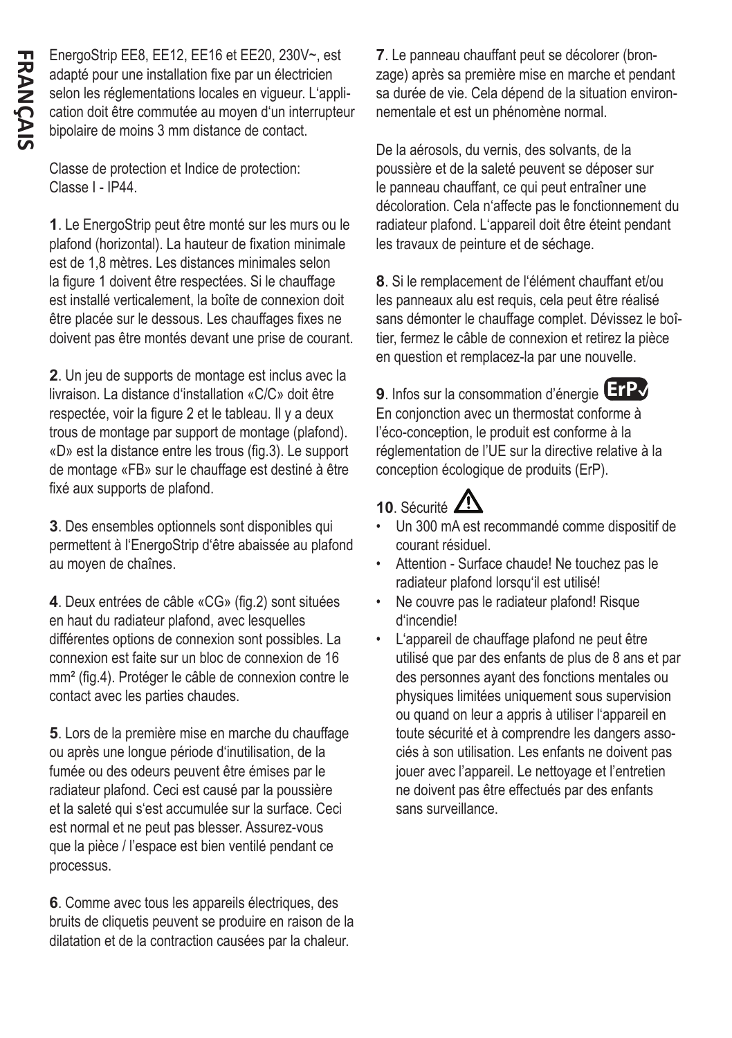EnergoStrip EE8, EE12, EE16 et EE20, 230V~, est adapté pour une installation fixe par un électricien selon les réglementations locales en vigueur. L'application doit être commutée au moyen d'un interrupteur bipolaire de moins 3 mm distance de contact.

Classe de protection et Indice de protection:
Classe I - IP44.

**1**. Le EnergoStrip peut être monté sur les murs ou le plafond (horizontal). La hauteur de fixation minimale est de 1,8 mètres. Les distances minimales selon la figure 1 doivent être respectées. Si le chauffage est installé verticalement, la boîte de connexion doit être placée sur le dessous. Les chauffages fixes ne doivent pas être montés devant une prise de courant.

**2**. Un jeu de supports de montage est inclus avec la livraison. La distance d'installation «C/C» doit être respectée, voir la figure 2 et le tableau. Il y a deux trous de montage par support de montage (plafond). «D» est la distance entre les trous (fig.3). Le support de montage «FB» sur le chauffage est destiné à être fixé aux supports de plafond.

**3**. Des ensembles optionnels sont disponibles qui permettent à l'EnergoStrip d'être abaissée au plafond au moyen de chaînes.

**4**. Deux entrées de câble «CG» (fig.2) sont situées en haut du radiateur plafond, avec lesquelles différentes options de connexion sont possibles. La connexion est faite sur un bloc de connexion de 16 mm² (fig.4). Protéger le câble de connexion contre le contact avec les parties chaudes.

**5**. Lors de la première mise en marche du chauffage ou après une longue période d'inutilisation, de la fumée ou des odeurs peuvent être émises par le radiateur plafond. Ceci est causé par la poussière et la saleté qui s'est accumulée sur la surface. Ceci est normal et ne peut pas blesser. Assurez-vous que la pièce / l'espace est bien ventilé pendant ce processus.

**6**. Comme avec tous les appareils électriques, des bruits de cliquetis peuvent se produire en raison de la dilatation et de la contraction causées par la chaleur.

**7**. Le panneau chauffant peut se décolorer (bronzage) après sa première mise en marche et pendant sa durée de vie. Cela dépend de la situation environnementale et est un phénomène normal.

De la aérosols, du vernis, des solvants, de la poussière et de la saleté peuvent se déposer sur le panneau chauffant, ce qui peut entraîner une décoloration. Cela n'affecte pas le fonctionnement du radiateur plafond. L'appareil doit être éteint pendant les travaux de peinture et de séchage.

**8**. Si le remplacement de l'élément chauffant et/ou les panneaux alu est requis, cela peut être réalisé sans démonter le chauffage complet. Dévissez le boîtier, fermez le câble de connexion et retirez la pièce en question et remplacez-la par une nouvelle.

**9**. Infos sur la consommation d'énergie ErP✓
En conjonction avec un thermostat conforme à l'éco-conception, le produit est conforme à la réglementation de l'UE sur la directive relative à la conception écologique de produits (ErP).

**10**. Sécurité ⚠

- Un 300 mA est recommandé comme dispositif de courant résiduel.
- Attention - Surface chaude! Ne touchez pas le radiateur plafond lorsqu'il est utilisé!
- Ne couvre pas le radiateur plafond! Risque d'incendie!
- L'appareil de chauffage plafond ne peut être utilisé que par des enfants de plus de 8 ans et par des personnes ayant des fonctions mentales ou physiques limitées uniquement sous supervision ou quand on leur a appris à utiliser l'appareil en toute sécurité et à comprendre les dangers associés à son utilisation. Les enfants ne doivent pas jouer avec l'appareil. Le nettoyage et l'entretien ne doivent pas être effectués par des enfants sans surveillance.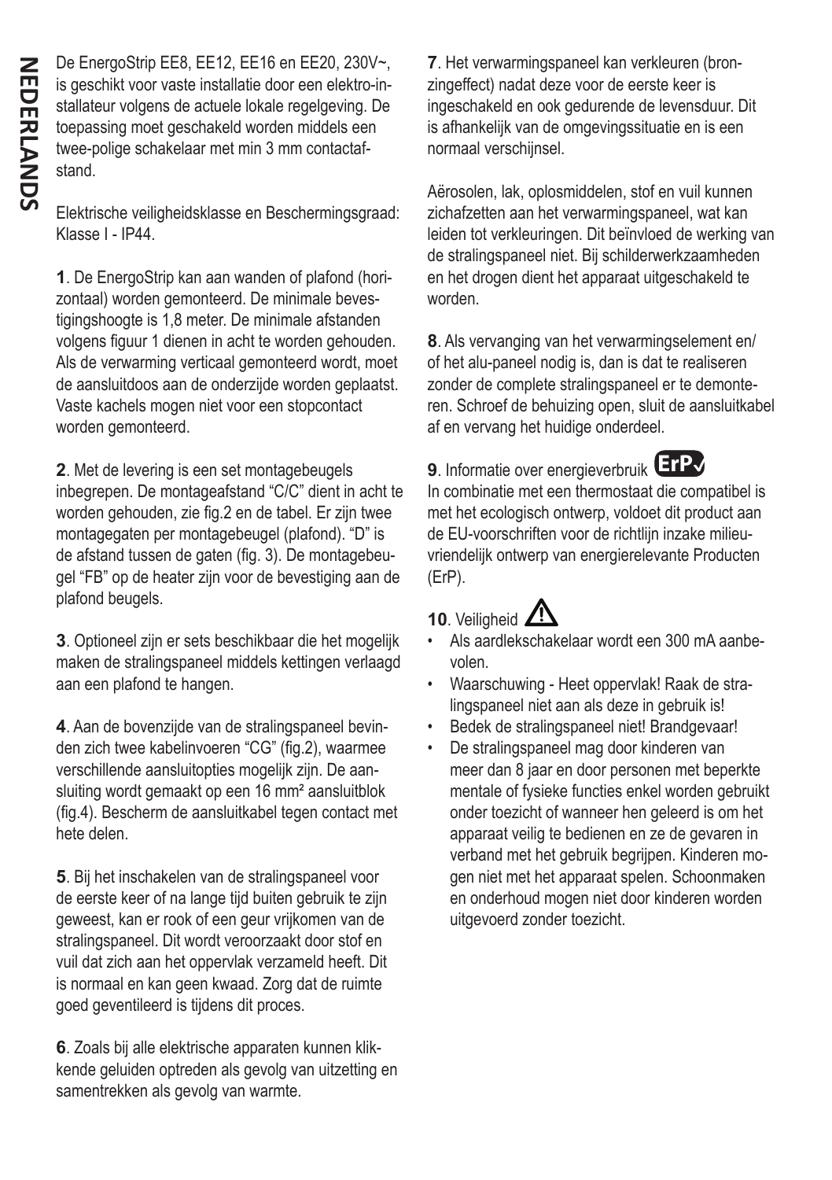# NEDERLANDS

De EnergoStrip EE8, EE12, EE16 en EE20, 230V~, is geschikt voor vaste installatie door een elektro-installateur volgens de actuele lokale regelgeving. De toepassing moet geschakeld worden middels een twee-polige schakelaar met min 3 mm contactafstand.

Elektrische veiligheidsklasse en Beschermingsgraad: Klasse I - IP44.

**1**. De EnergoStrip kan aan wanden of plafond (horizontaal) worden gemonteerd. De minimale bevestigingshoogte is 1,8 meter. De minimale afstanden volgens figuur 1 dienen in acht te worden gehouden. Als de verwarming verticaal gemonteerd wordt, moet de aansluitdoos aan de onderzijde worden geplaatst. Vaste kachels mogen niet voor een stopcontact worden gemonteerd.

**2**. Met de levering is een set montagebeugels inbegrepen. De montageafstand "C/C" dient in acht te worden gehouden, zie fig.2 en de tabel. Er zijn twee montagegaten per montagebeugel (plafond). "D" is de afstand tussen de gaten (fig. 3). De montagebeugel "FB" op de heater zijn voor de bevestiging aan de plafond beugels.

**3**. Optioneel zijn er sets beschikbaar die het mogelijk maken de stralingspaneel middels kettingen verlaagd aan een plafond te hangen.

**4**. Aan de bovenzijde van de stralingspaneel bevinden zich twee kabelinvoeren "CG" (fig.2), waarmee verschillende aansluitopties mogelijk zijn. De aansluiting wordt gemaakt op een 16 mm² aansluitblok (fig.4). Bescherm de aansluitkabel tegen contact met hete delen.

**5**. Bij het inschakelen van de stralingspaneel voor de eerste keer of na lange tijd buiten gebruik te zijn geweest, kan er rook of een geur vrijkomen van de stralingspaneel. Dit wordt veroorzaakt door stof en vuil dat zich aan het oppervlak verzameld heeft. Dit is normaal en kan geen kwaad. Zorg dat de ruimte goed geventileerd is tijdens dit proces.

**6**. Zoals bij alle elektrische apparaten kunnen klikkende geluiden optreden als gevolg van uitzetting en samentrekken als gevolg van warmte.

**7**. Het verwarmingspaneel kan verkleuren (bronzingeffect) nadat deze voor de eerste keer is ingeschakeld en ook gedurende de levensduur. Dit is afhankelijk van de omgevingssituatie en is een normaal verschijnsel.

Aërosolen, lak, oplosmiddelen, stof en vuil kunnen zichafzetten aan het verwarmingspaneel, wat kan leiden tot verkleuringen. Dit beïnvloed de werking van de stralingspaneel niet. Bij schilderwerkzaamheden en het drogen dient het apparaat uitgeschakeld te worden.

**8**. Als vervanging van het verwarmingselement en/of het alu-paneel nodig is, dan is dat te realiseren zonder de complete stralingspaneel er te demonteren. Schroef de behuizing open, sluit de aansluitkabel af en vervang het huidige onderdeel.

**9**. Informatie over energieverbruik ErP

In combinatie met een thermostaat die compatibel is met het ecologisch ontwerp, voldoet dit product aan de EU-voorschriften voor de richtlijn inzake milieuvriendelijk ontwerp van energierelevante Producten (ErP).

**10**. Veiligheid ⚠

- Als aardlekschakelaar wordt een 300 mA aanbevolen.
- Waarschuwing - Heet oppervlak! Raak de stralingspaneel niet aan als deze in gebruik is!
- Bedek de stralingspaneel niet! Brandgevaar!
- De stralingspaneel mag door kinderen van meer dan 8 jaar en door personen met beperkte mentale of fysieke functies enkel worden gebruikt onder toezicht of wanneer hen geleerd is om het apparaat veilig te bedienen en ze de gevaren in verband met het gebruik begrijpen. Kinderen mogen niet met het apparaat spelen. Schoonmaken en onderhoud mogen niet door kinderen worden uitgevoerd zonder toezicht.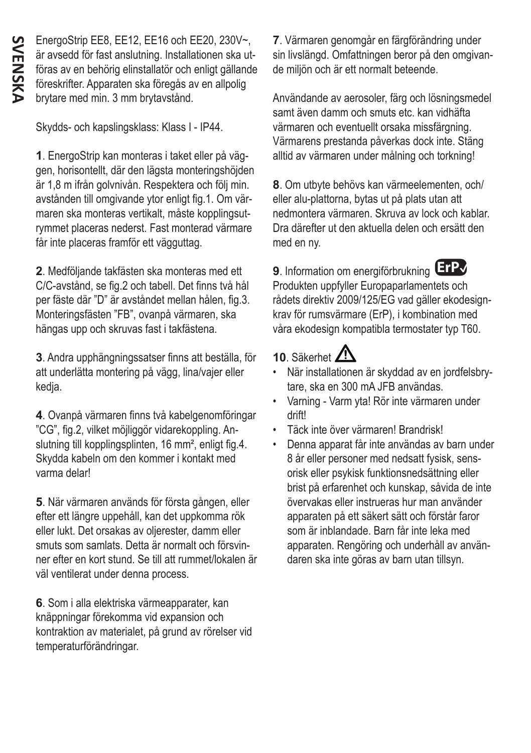# SVENSKA

EnergoStrip EE8, EE12, EE16 och EE20, 230V~, är avsedd för fast anslutning. Installationen ska utföras av en behörig elinstallatör och enligt gällande föreskrifter. Apparaten ska föregås av en allpolig brytare med min. 3 mm brytavstånd.

Skydds- och kapslingsklass: Klass I - IP44.

**1**. EnergoStrip kan monteras i taket eller på väggen, horisontellt, där den lägsta monteringshöjden är 1,8 m ifrån golvnivån. Respektera och följ min. avstånden till omgivande ytor enligt fig.1. Om värmaren ska monteras vertikalt, måste kopplingsutrymmet placeras nederst. Fast monterad värmare får inte placeras framför ett vägguttag.

**2**. Medföljande takfästen ska monteras med ett C/C-avstånd, se fig.2 och tabell. Det finns två hål per fäste där "D" är avståndet mellan hålen, fig.3. Monteringsfästen "FB", ovanpå värmaren, ska hängas upp och skruvas fast i takfästena.

**3**. Andra upphängningssatser finns att beställa, för att underlätta montering på vägg, lina/vajer eller kedja.

**4**. Ovanpå värmaren finns två kabelgenomföringar "CG", fig.2, vilket möjliggör vidarekoppling. Anslutning till kopplingsplinten, 16 mm², enligt fig.4. Skydda kabeln om den kommer i kontakt med varma delar!

**5**. När värmaren används för första gången, eller efter ett längre uppehåll, kan det uppkomma rök eller lukt. Det orsakas av oljerester, damm eller smuts som samlats. Detta är normalt och försvinner efter en kort stund. Se till att rummet/lokalen är väl ventilerat under denna process.

**6**. Som i alla elektriska värmeapparater, kan knäppningar förekomma vid expansion och kontraktion av materialet, på grund av rörelser vid temperaturförändringar.

**7**. Värmaren genomgår en färgförändring under sin livslängd. Omfattningen beror på den omgivande miljön och är ett normalt beteende.

Användande av aerosoler, färg och lösningsmedel samt även damm och smuts etc. kan vidhäfta värmaren och eventuellt orsaka missfärgning. Värmarens prestanda påverkas dock inte. Stäng alltid av värmaren under målning och torkning!

**8**. Om utbyte behövs kan värmeelementen, och/eller alu-plattorna, bytas ut på plats utan att nedmontera värmaren. Skruva av lock och kablar. Dra därefter ut den aktuella delen och ersätt den med en ny.

**9**. Information om energiförbrukning ErP
Produkten uppfyller Europaparlamentets och rådets direktiv 2009/125/EG vad gäller ekodesignkrav för rumsvärmare (ErP), i kombination med våra ekodesign kompatibla termostater typ T60.

**10**. Säkerhet

- När installationen är skyddad av en jordfelsbrytare, ska en 300 mA JFB användas.
- Varning - Varm yta! Rör inte värmaren under drift!
- Täck inte över värmaren! Brandrisk!
- Denna apparat får inte användas av barn under 8 år eller personer med nedsatt fysisk, sensorisk eller psykisk funktionsnedsättning eller brist på erfarenhet och kunskap, såvida de inte övervakas eller instrueras hur man använder apparaten på ett säkert sätt och förstår faror som är inblandade. Barn får inte leka med apparaten. Rengöring och underhåll av användaren ska inte göras av barn utan tillsyn.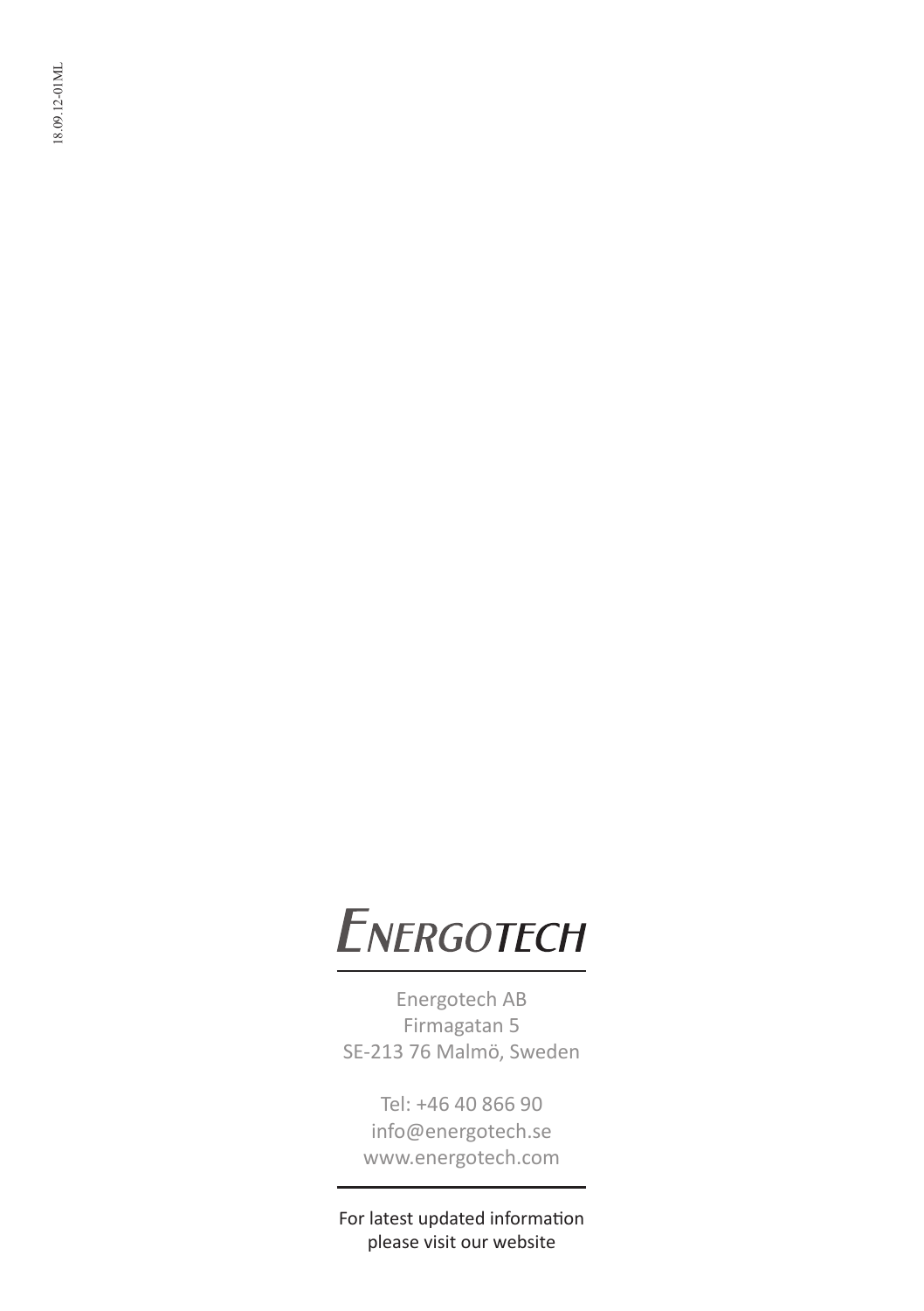18.09.12-01ML

# Energotech

Energotech AB
Firmagatan 5
SE-213 76 Malmö, Sweden

Tel: +46 40 866 90
info@energotech.se
www.energotech.com

For latest updated information
please visit our website